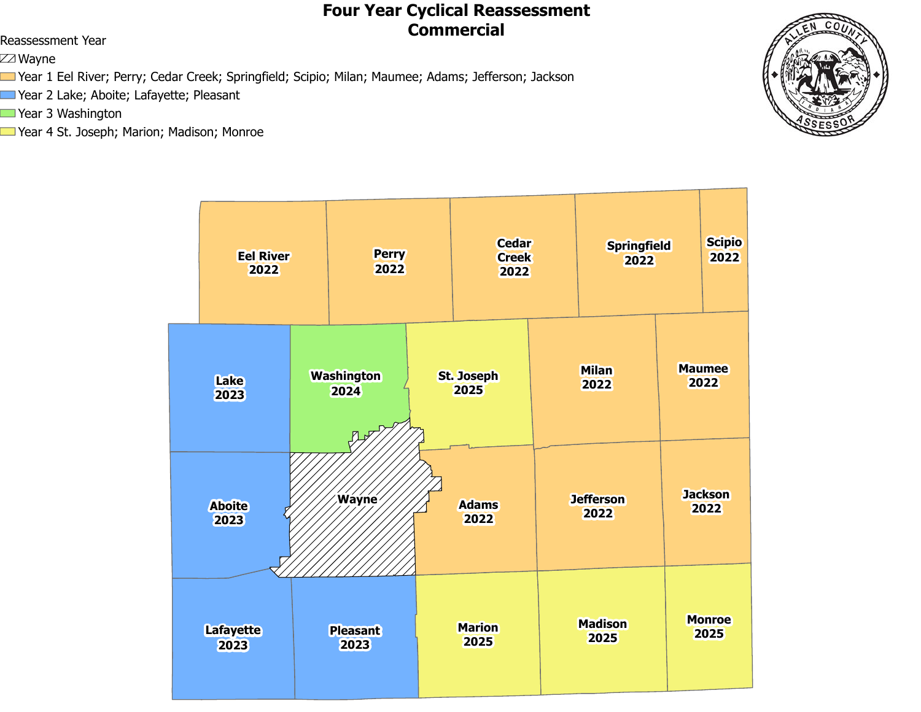# Four Year Cyclical Reassessment
## Commercial

Reassessment Year

- Wayne
- Year 1 Eel River; Perry; Cedar Creek; Springfield; Scipio; Milan; Maumee; Adams; Jefferson; Jackson
- Year 2 Lake; Aboite; Lafayette; Pleasant
- Year 3 Washington
- Year 4 St. Joseph; Marion; Madison; Monroe

ALLEN COUNTY INDIANA ASSESSOR

Eel River 2022
Perry 2022
Cedar Creek 2022
Springfield 2022
Scipio 2022
Lake 2023
Washington 2024
St. Joseph 2025
Milan 2022
Maumee 2022
Aboite 2023
Wayne
Adams 2022
Jefferson 2022
Jackson 2022
Lafayette 2023
Pleasant 2023
Marion 2025
Madison 2025
Monroe 2025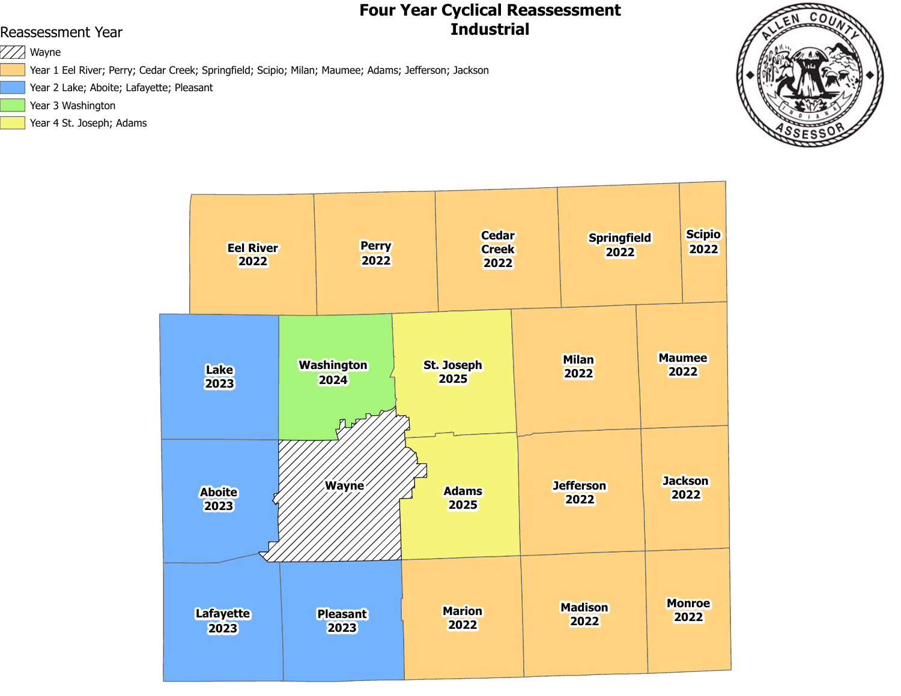# Four Year Cyclical Reassessment
# Industrial

ALLEN COUNTY INDIANA ASSESSOR

Reassessment Year

- Wayne
- Year 1 Eel River; Perry; Cedar Creek; Springfield; Scipio; Milan; Maumee; Adams; Jefferson; Jackson
- Year 2 Lake; Aboite; Lafayette; Pleasant
- Year 3 Washington
- Year 4 St. Joseph; Adams

Eel River 2022
Perry 2022
Cedar Creek 2022
Springfield 2022
Scipio 2022
Lake 2023
Washington 2024
St. Joseph 2025
Milan 2022
Maumee 2022
Wayne
Aboite 2023
Adams 2025
Jefferson 2022
Jackson 2022
Lafayette 2023
Pleasant 2023
Marion 2022
Madison 2022
Monroe 2022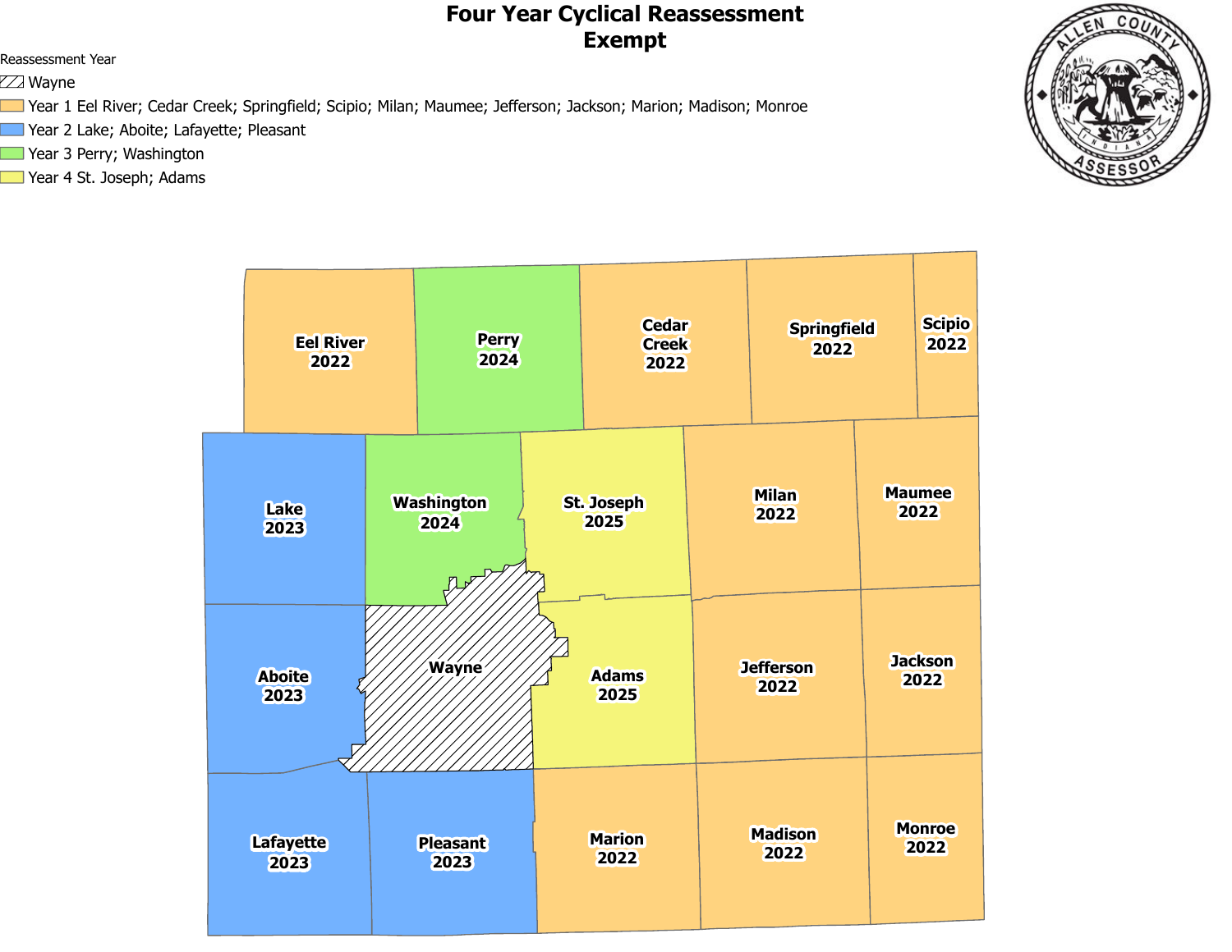# Four Year Cyclical Reassessment
## Exempt

Reassessment Year

- Wayne
- Year 1 Eel River; Cedar Creek; Springfield; Scipio; Milan; Maumee; Jefferson; Jackson; Marion; Madison; Monroe
- Year 2 Lake; Aboite; Lafayette; Pleasant
- Year 3 Perry; Washington
- Year 4 St. Joseph; Adams

ALLEN COUNTY ASSESSOR INDIANA

Eel River 2022
Perry 2024
Cedar Creek 2022
Springfield 2022
Scipio 2022
Lake 2023
Washington 2024
St. Joseph 2025
Milan 2022
Maumee 2022
Aboite 2023
Wayne
Adams 2025
Jefferson 2022
Jackson 2022
Lafayette 2023
Pleasant 2023
Marion 2022
Madison 2022
Monroe 2022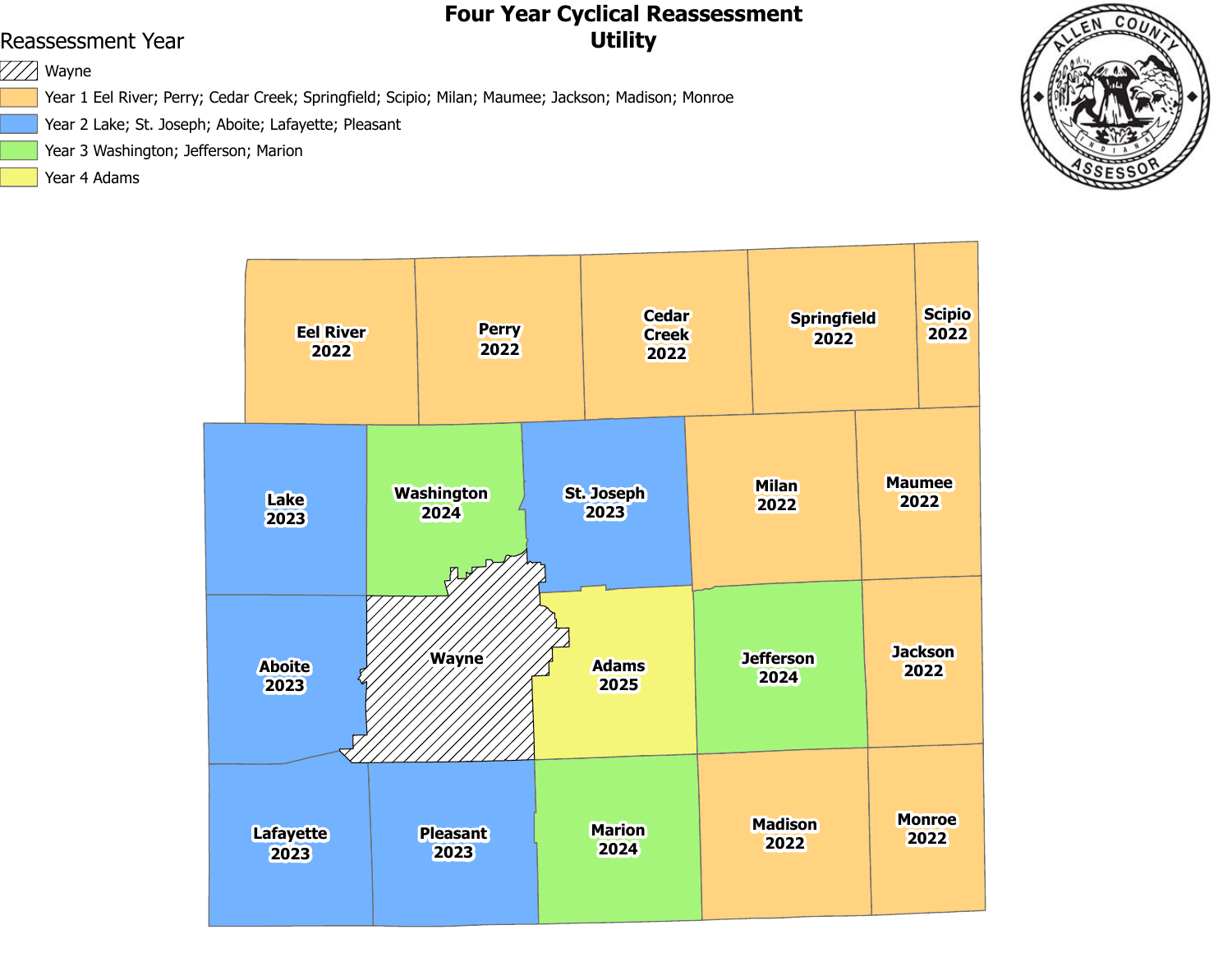# Four Year Cyclical Reassessment Utility

Reassessment Year

Wayne

Year 1 Eel River; Perry; Cedar Creek; Springfield; Scipio; Milan; Maumee; Jackson; Madison; Monroe

Year 2 Lake; St. Joseph; Aboite; Lafayette; Pleasant

Year 3 Washington; Jefferson; Marion

Year 4 Adams

ALLEN COUNTY INDIANA ASSESSOR

Eel River 2022

Perry 2022

Cedar Creek 2022

Springfield 2022

Scipio 2022

Lake 2023

Washington 2024

St. Joseph 2023

Milan 2022

Maumee 2022

Aboite 2023

Wayne

Adams 2025

Jefferson 2024

Jackson 2022

Lafayette 2023

Pleasant 2023

Marion 2024

Madison 2022

Monroe 2022